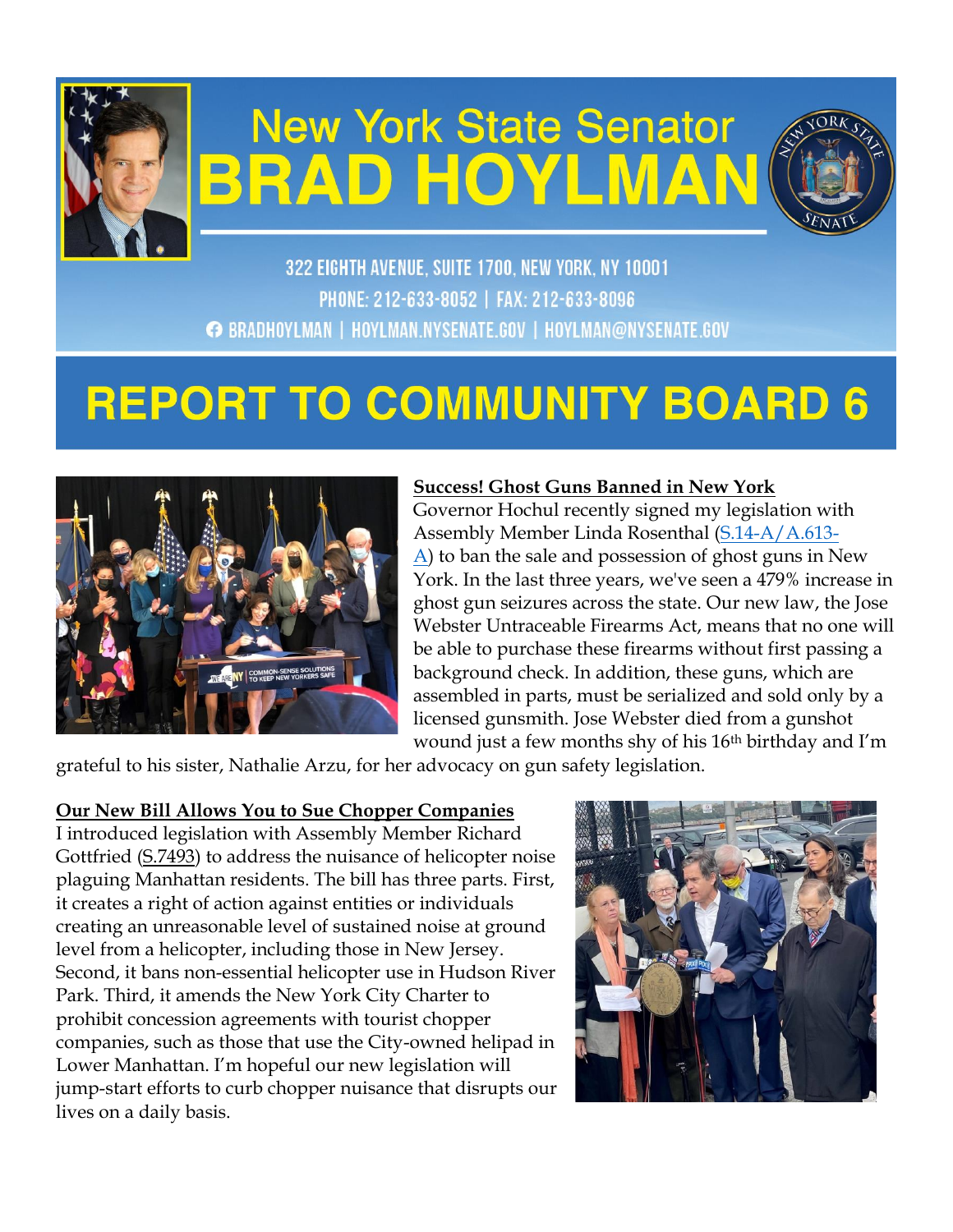# New York State Senator BRAD HOYLMAN

322 EIGHTH AVENUE, SUITE 1700, NEW YORK, NY 10001
PHONE: 212-633-8052 | FAX: 212-633-8096
BRADHOYLMAN | HOYLMAN.NYSENATE.GOV | HOYLMAN@NYSENATE.GOV

# REPORT TO COMMUNITY BOARD 6

**Success! Ghost Guns Banned in New York**

Governor Hochul recently signed my legislation with Assembly Member Linda Rosenthal (S.14-A/A.613-A) to ban the sale and possession of ghost guns in New York. In the last three years, we've seen a 479% increase in ghost gun seizures across the state. Our new law, the Jose Webster Untraceable Firearms Act, means that no one will be able to purchase these firearms without first passing a background check. In addition, these guns, which are assembled in parts, must be serialized and sold only by a licensed gunsmith. Jose Webster died from a gunshot wound just a few months shy of his 16th birthday and I'm grateful to his sister, Nathalie Arzu, for her advocacy on gun safety legislation.

**Our New Bill Allows You to Sue Chopper Companies**

I introduced legislation with Assembly Member Richard Gottfried (S.7493) to address the nuisance of helicopter noise plaguing Manhattan residents. The bill has three parts. First, it creates a right of action against entities or individuals creating an unreasonable level of sustained noise at ground level from a helicopter, including those in New Jersey. Second, it bans non-essential helicopter use in Hudson River Park. Third, it amends the New York City Charter to prohibit concession agreements with tourist chopper companies, such as those that use the City-owned helipad in Lower Manhattan. I'm hopeful our new legislation will jump-start efforts to curb chopper nuisance that disrupts our lives on a daily basis.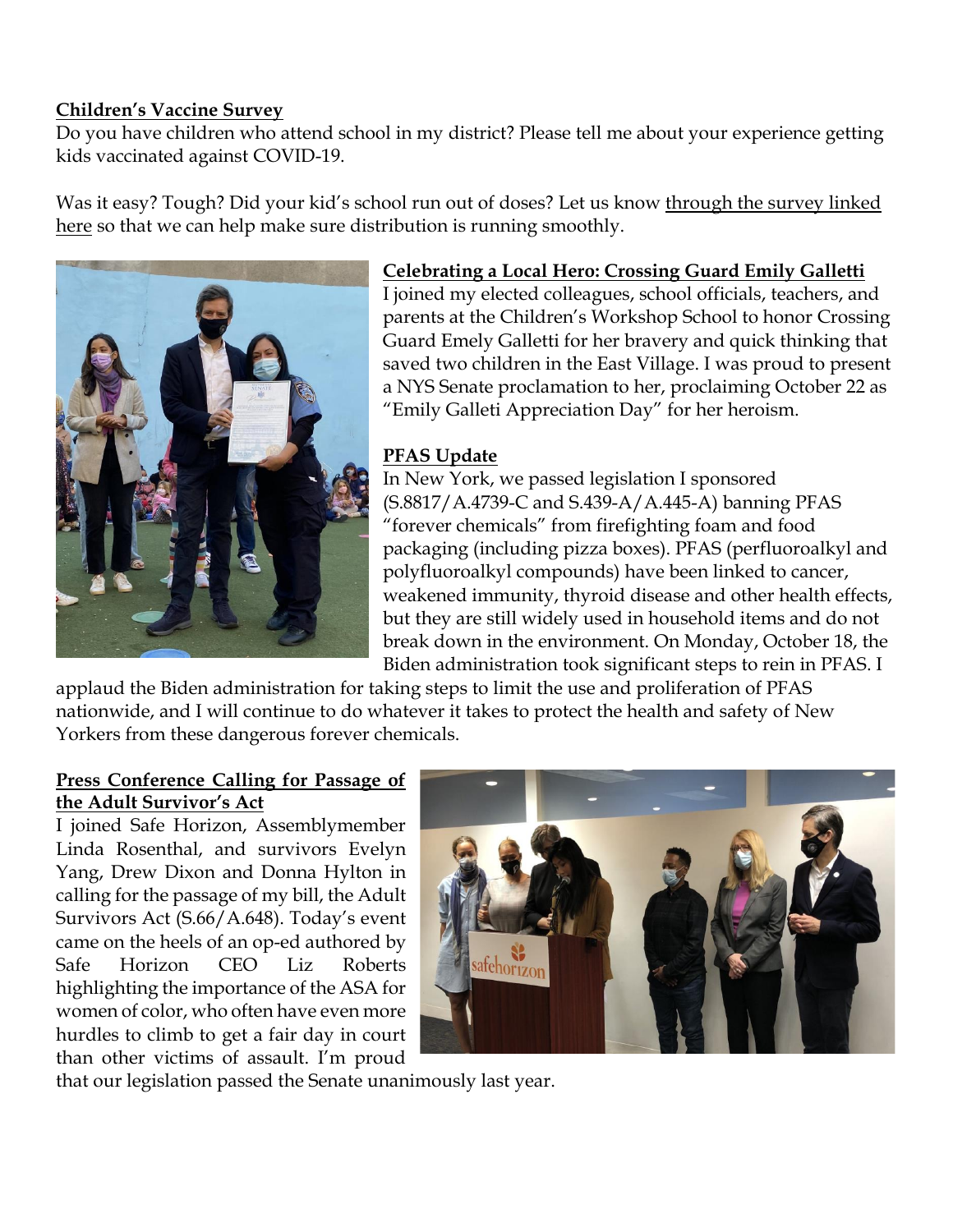**Children's Vaccine Survey**

Do you have children who attend school in my district? Please tell me about your experience getting kids vaccinated against COVID-19.

Was it easy? Tough? Did your kid's school run out of doses? Let us know through the survey linked here so that we can help make sure distribution is running smoothly.

**Celebrating a Local Hero: Crossing Guard Emily Galletti**

I joined my elected colleagues, school officials, teachers, and parents at the Children's Workshop School to honor Crossing Guard Emely Galletti for her bravery and quick thinking that saved two children in the East Village. I was proud to present a NYS Senate proclamation to her, proclaiming October 22 as "Emily Galleti Appreciation Day" for her heroism.

**PFAS Update**

In New York, we passed legislation I sponsored (S.8817/A.4739-C and S.439-A/A.445-A) banning PFAS "forever chemicals" from firefighting foam and food packaging (including pizza boxes). PFAS (perfluoroalkyl and polyfluoroalkyl compounds) have been linked to cancer, weakened immunity, thyroid disease and other health effects, but they are still widely used in household items and do not break down in the environment. On Monday, October 18, the Biden administration took significant steps to rein in PFAS. I applaud the Biden administration for taking steps to limit the use and proliferation of PFAS nationwide, and I will continue to do whatever it takes to protect the health and safety of New Yorkers from these dangerous forever chemicals.

**Press Conference Calling for Passage of the Adult Survivor's Act**

I joined Safe Horizon, Assemblymember Linda Rosenthal, and survivors Evelyn Yang, Drew Dixon and Donna Hylton in calling for the passage of my bill, the Adult Survivors Act (S.66/A.648). Today's event came on the heels of an op-ed authored by Safe Horizon CEO Liz Roberts highlighting the importance of the ASA for women of color, who often have even more hurdles to climb to get a fair day in court than other victims of assault. I'm proud that our legislation passed the Senate unanimously last year.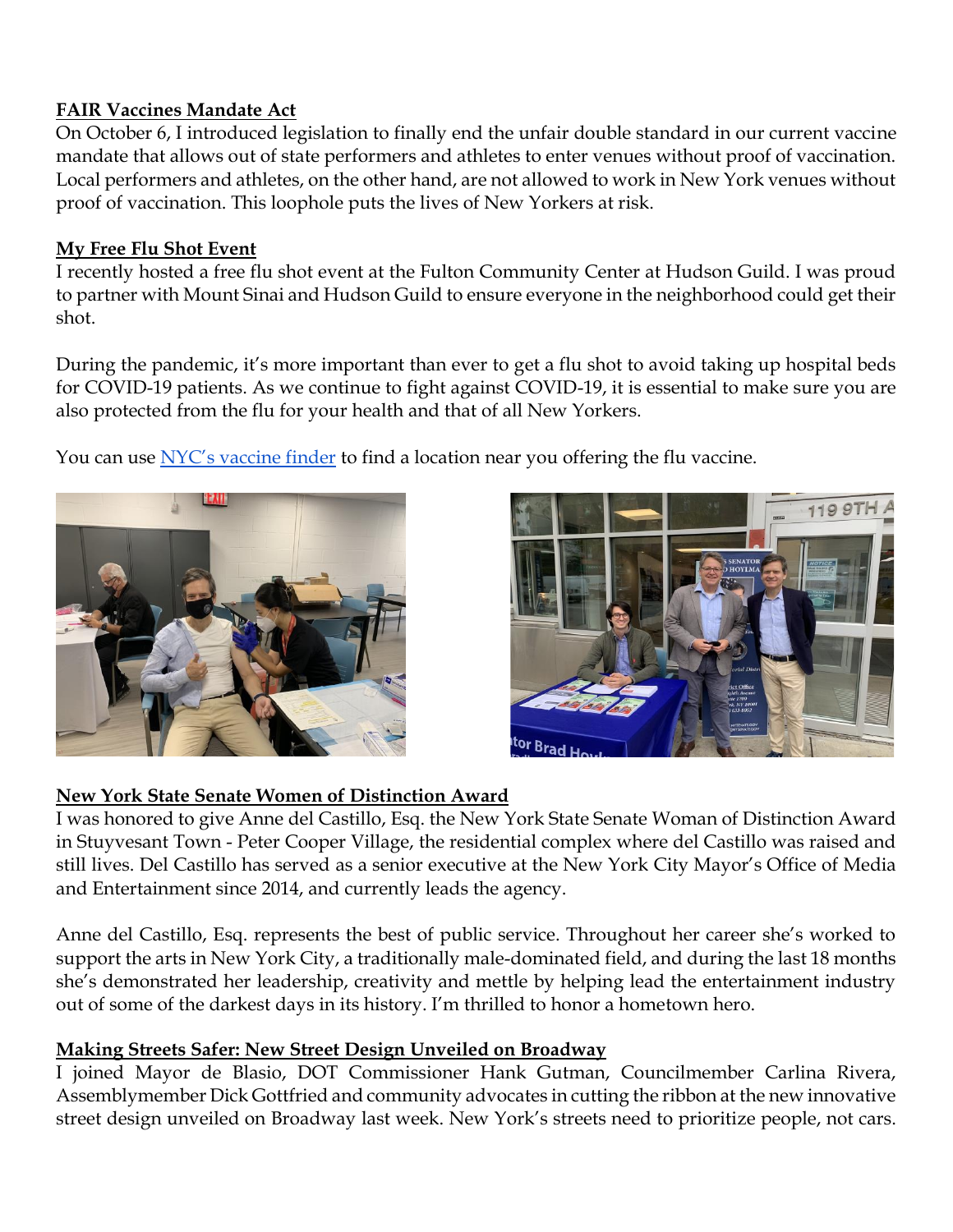**FAIR Vaccines Mandate Act**

On October 6, I introduced legislation to finally end the unfair double standard in our current vaccine mandate that allows out of state performers and athletes to enter venues without proof of vaccination. Local performers and athletes, on the other hand, are not allowed to work in New York venues without proof of vaccination. This loophole puts the lives of New Yorkers at risk.

**My Free Flu Shot Event**

I recently hosted a free flu shot event at the Fulton Community Center at Hudson Guild. I was proud to partner with Mount Sinai and Hudson Guild to ensure everyone in the neighborhood could get their shot.

During the pandemic, it's more important than ever to get a flu shot to avoid taking up hospital beds for COVID-19 patients. As we continue to fight against COVID-19, it is essential to make sure you are also protected from the flu for your health and that of all New Yorkers.

You can use [NYC's vaccine finder]() to find a location near you offering the flu vaccine.

**New York State Senate Women of Distinction Award**

I was honored to give Anne del Castillo, Esq. the New York State Senate Woman of Distinction Award in Stuyvesant Town - Peter Cooper Village, the residential complex where del Castillo was raised and still lives. Del Castillo has served as a senior executive at the New York City Mayor's Office of Media and Entertainment since 2014, and currently leads the agency.

Anne del Castillo, Esq. represents the best of public service. Throughout her career she's worked to support the arts in New York City, a traditionally male-dominated field, and during the last 18 months she's demonstrated her leadership, creativity and mettle by helping lead the entertainment industry out of some of the darkest days in its history. I'm thrilled to honor a hometown hero.

**Making Streets Safer: New Street Design Unveiled on Broadway**

I joined Mayor de Blasio, DOT Commissioner Hank Gutman, Councilmember Carlina Rivera, Assemblymember Dick Gottfried and community advocates in cutting the ribbon at the new innovative street design unveiled on Broadway last week. New York's streets need to prioritize people, not cars.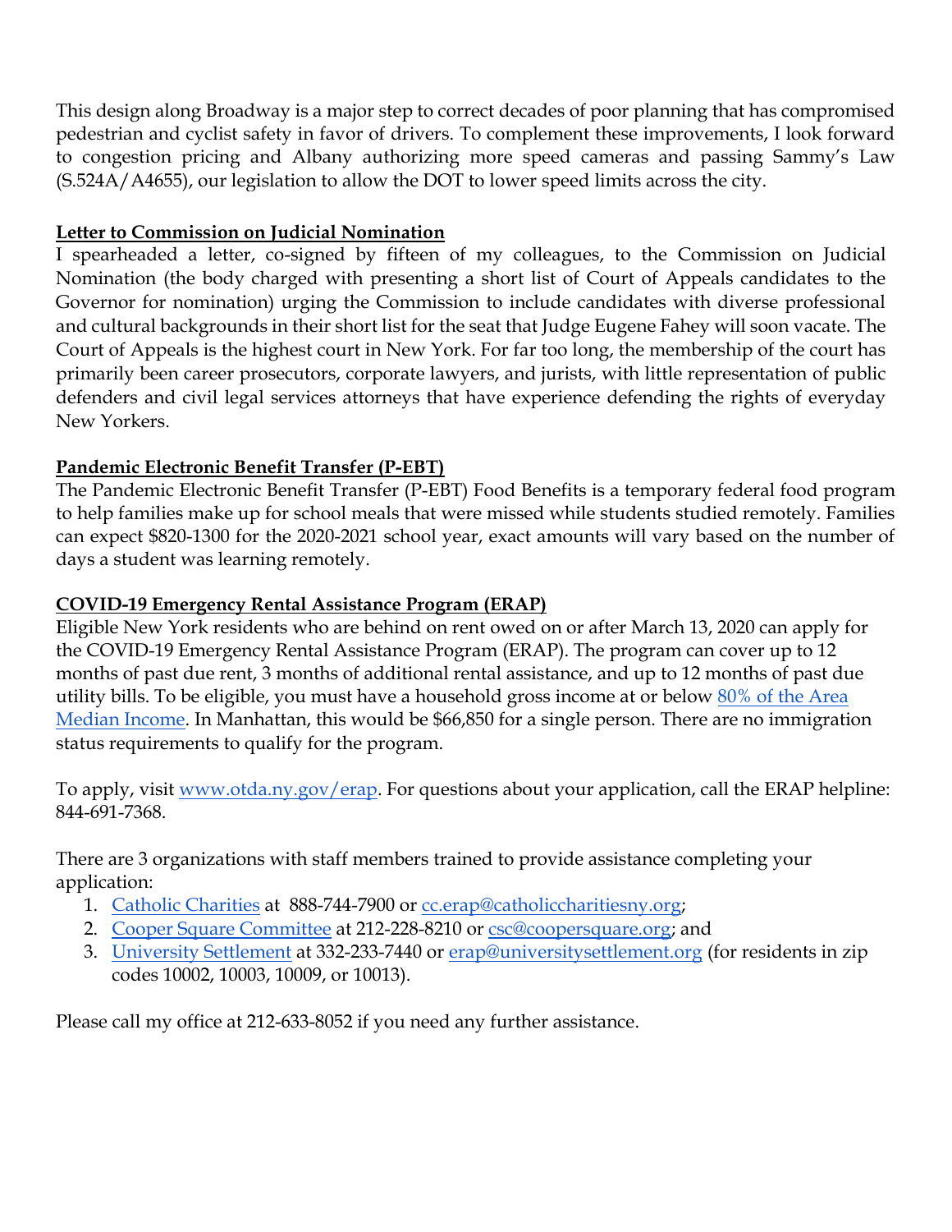This design along Broadway is a major step to correct decades of poor planning that has compromised pedestrian and cyclist safety in favor of drivers. To complement these improvements, I look forward to congestion pricing and Albany authorizing more speed cameras and passing Sammy's Law (S.524A/A4655), our legislation to allow the DOT to lower speed limits across the city.

**Letter to Commission on Judicial Nomination**

I spearheaded a letter, co-signed by fifteen of my colleagues, to the Commission on Judicial Nomination (the body charged with presenting a short list of Court of Appeals candidates to the Governor for nomination) urging the Commission to include candidates with diverse professional and cultural backgrounds in their short list for the seat that Judge Eugene Fahey will soon vacate. The Court of Appeals is the highest court in New York. For far too long, the membership of the court has primarily been career prosecutors, corporate lawyers, and jurists, with little representation of public defenders and civil legal services attorneys that have experience defending the rights of everyday New Yorkers.

**Pandemic Electronic Benefit Transfer (P-EBT)**

The Pandemic Electronic Benefit Transfer (P-EBT) Food Benefits is a temporary federal food program to help families make up for school meals that were missed while students studied remotely. Families can expect $820-1300 for the 2020-2021 school year, exact amounts will vary based on the number of days a student was learning remotely.

**COVID-19 Emergency Rental Assistance Program (ERAP)**

Eligible New York residents who are behind on rent owed on or after March 13, 2020 can apply for the COVID-19 Emergency Rental Assistance Program (ERAP). The program can cover up to 12 months of past due rent, 3 months of additional rental assistance, and up to 12 months of past due utility bills. To be eligible, you must have a household gross income at or below 80% of the Area Median Income. In Manhattan, this would be $66,850 for a single person. There are no immigration status requirements to qualify for the program.

To apply, visit www.otda.ny.gov/erap. For questions about your application, call the ERAP helpline: 844-691-7368.

There are 3 organizations with staff members trained to provide assistance completing your application:

1. Catholic Charities at 888-744-7900 or cc.erap@catholiccharitiesny.org;
2. Cooper Square Committee at 212-228-8210 or csc@coopersquare.org; and
3. University Settlement at 332-233-7440 or erap@universitysettlement.org (for residents in zip codes 10002, 10003, 10009, or 10013).

Please call my office at 212-633-8052 if you need any further assistance.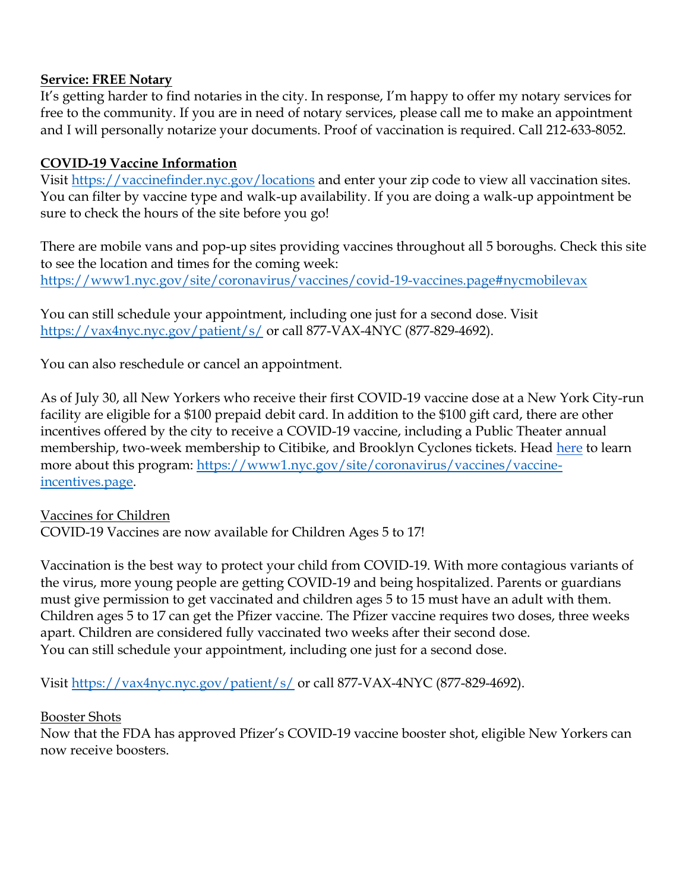**Service: FREE Notary**

It's getting harder to find notaries in the city. In response, I'm happy to offer my notary services for free to the community. If you are in need of notary services, please call me to make an appointment and I will personally notarize your documents. Proof of vaccination is required. Call 212-633-8052.

**COVID-19 Vaccine Information**

Visit https://vaccinefinder.nyc.gov/locations and enter your zip code to view all vaccination sites. You can filter by vaccine type and walk-up availability. If you are doing a walk-up appointment be sure to check the hours of the site before you go!

There are mobile vans and pop-up sites providing vaccines throughout all 5 boroughs. Check this site to see the location and times for the coming week: https://www1.nyc.gov/site/coronavirus/vaccines/covid-19-vaccines.page#nycmobilevax

You can still schedule your appointment, including one just for a second dose. Visit https://vax4nyc.nyc.gov/patient/s/ or call 877-VAX-4NYC (877-829-4692).

You can also reschedule or cancel an appointment.

As of July 30, all New Yorkers who receive their first COVID-19 vaccine dose at a New York City-run facility are eligible for a $100 prepaid debit card. In addition to the $100 gift card, there are other incentives offered by the city to receive a COVID-19 vaccine, including a Public Theater annual membership, two-week membership to Citibike, and Brooklyn Cyclones tickets. Head here to learn more about this program: https://www1.nyc.gov/site/coronavirus/vaccines/vaccine-incentives.page.

Vaccines for Children

COVID-19 Vaccines are now available for Children Ages 5 to 17!

Vaccination is the best way to protect your child from COVID-19. With more contagious variants of the virus, more young people are getting COVID-19 and being hospitalized. Parents or guardians must give permission to get vaccinated and children ages 5 to 15 must have an adult with them. Children ages 5 to 17 can get the Pfizer vaccine. The Pfizer vaccine requires two doses, three weeks apart. Children are considered fully vaccinated two weeks after their second dose.
You can still schedule your appointment, including one just for a second dose.

Visit https://vax4nyc.nyc.gov/patient/s/ or call 877-VAX-4NYC (877-829-4692).

Booster Shots

Now that the FDA has approved Pfizer's COVID-19 vaccine booster shot, eligible New Yorkers can now receive boosters.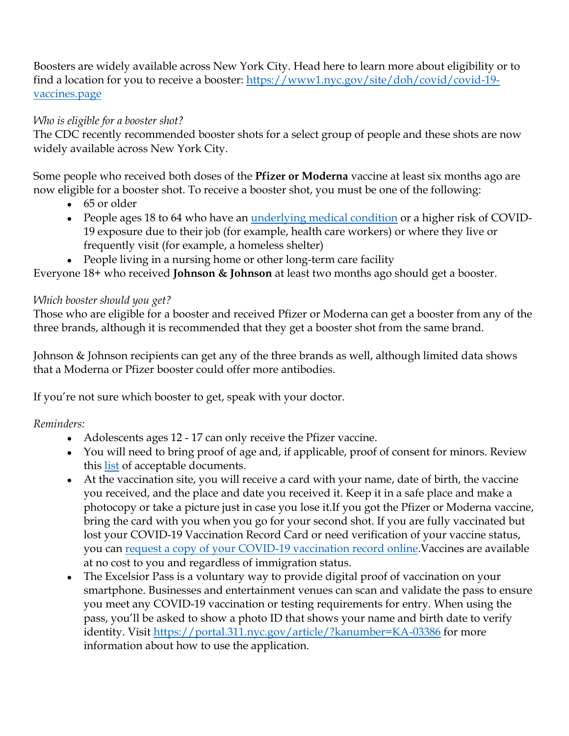Boosters are widely available across New York City. Head here to learn more about eligibility or to find a location for you to receive a booster: [https://www1.nyc.gov/site/doh/covid/covid-19-vaccines.page](https://www1.nyc.gov/site/doh/covid/covid-19-vaccines.page)

*Who is eligible for a booster shot?*
The CDC recently recommended booster shots for a select group of people and these shots are now widely available across New York City.

Some people who received both doses of the **Pfizer or Moderna** vaccine at least six months ago are now eligible for a booster shot. To receive a booster shot, you must be one of the following:

- 65 or older
- People ages 18 to 64 who have an [underlying medical condition]() or a higher risk of COVID-19 exposure due to their job (for example, health care workers) or where they live or frequently visit (for example, a homeless shelter)
- People living in a nursing home or other long-term care facility

Everyone 18+ who received **Johnson & Johnson** at least two months ago should get a booster.

*Which booster should you get?*
Those who are eligible for a booster and received Pfizer or Moderna can get a booster from any of the three brands, although it is recommended that they get a booster shot from the same brand.

Johnson & Johnson recipients can get any of the three brands as well, although limited data shows that a Moderna or Pfizer booster could offer more antibodies.

If you're not sure which booster to get, speak with your doctor.

*Reminders:*

- Adolescents ages 12 - 17 can only receive the Pfizer vaccine.
- You will need to bring proof of age and, if applicable, proof of consent for minors. Review this [list]() of acceptable documents.
- At the vaccination site, you will receive a card with your name, date of birth, the vaccine you received, and the place and date you received it. Keep it in a safe place and make a photocopy or take a picture just in case you lose it.If you got the Pfizer or Moderna vaccine, bring the card with you when you go for your second shot. If you are fully vaccinated but lost your COVID-19 Vaccination Record Card or need verification of your vaccine status, you can [request a copy of your COVID-19 vaccination record online]().Vaccines are available at no cost to you and regardless of immigration status.
- The Excelsior Pass is a voluntary way to provide digital proof of vaccination on your smartphone. Businesses and entertainment venues can scan and validate the pass to ensure you meet any COVID-19 vaccination or testing requirements for entry. When using the pass, you'll be asked to show a photo ID that shows your name and birth date to verify identity. Visit [https://portal.311.nyc.gov/article/?kanumber=KA-03386](https://portal.311.nyc.gov/article/?kanumber=KA-03386) for more information about how to use the application.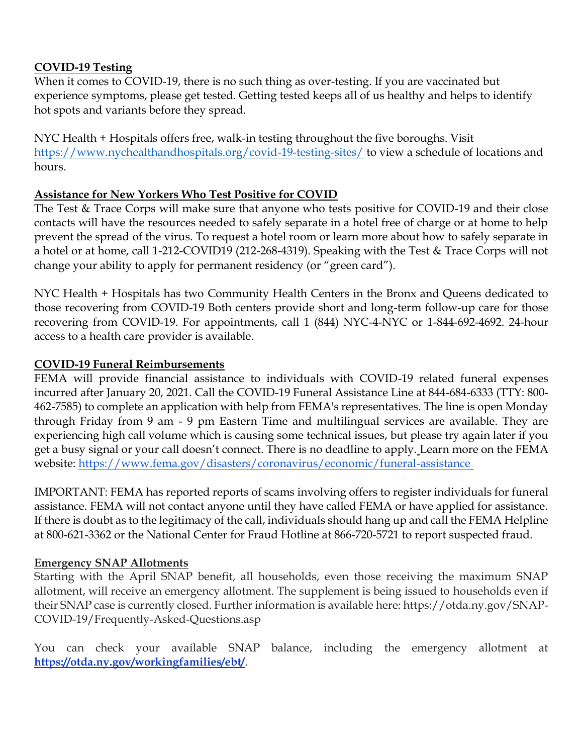**COVID-19 Testing**

When it comes to COVID-19, there is no such thing as over-testing. If you are vaccinated but experience symptoms, please get tested. Getting tested keeps all of us healthy and helps to identify hot spots and variants before they spread.

NYC Health + Hospitals offers free, walk-in testing throughout the five boroughs. Visit https://www.nychealthandhospitals.org/covid-19-testing-sites/ to view a schedule of locations and hours.

**Assistance for New Yorkers Who Test Positive for COVID**

The Test & Trace Corps will make sure that anyone who tests positive for COVID-19 and their close contacts will have the resources needed to safely separate in a hotel free of charge or at home to help prevent the spread of the virus. To request a hotel room or learn more about how to safely separate in a hotel or at home, call 1-212-COVID19 (212-268-4319). Speaking with the Test & Trace Corps will not change your ability to apply for permanent residency (or "green card").

NYC Health + Hospitals has two Community Health Centers in the Bronx and Queens dedicated to those recovering from COVID-19 Both centers provide short and long-term follow-up care for those recovering from COVID-19. For appointments, call 1 (844) NYC-4-NYC or 1-844-692-4692. 24-hour access to a health care provider is available.

**COVID-19 Funeral Reimbursements**

FEMA will provide financial assistance to individuals with COVID-19 related funeral expenses incurred after January 20, 2021. Call the COVID-19 Funeral Assistance Line at 844-684-6333 (TTY: 800-462-7585) to complete an application with help from FEMA's representatives. The line is open Monday through Friday from 9 am - 9 pm Eastern Time and multilingual services are available. They are experiencing high call volume which is causing some technical issues, but please try again later if you get a busy signal or your call doesn't connect. There is no deadline to apply. Learn more on the FEMA website: https://www.fema.gov/disasters/coronavirus/economic/funeral-assistance

IMPORTANT: FEMA has reported reports of scams involving offers to register individuals for funeral assistance. FEMA will not contact anyone until they have called FEMA or have applied for assistance. If there is doubt as to the legitimacy of the call, individuals should hang up and call the FEMA Helpline at 800-621-3362 or the National Center for Fraud Hotline at 866-720-5721 to report suspected fraud.

**Emergency SNAP Allotments**

Starting with the April SNAP benefit, all households, even those receiving the maximum SNAP allotment, will receive an emergency allotment. The supplement is being issued to households even if their SNAP case is currently closed. Further information is available here: https://otda.ny.gov/SNAP-COVID-19/Frequently-Asked-Questions.asp

You can check your available SNAP balance, including the emergency allotment at **https://otda.ny.gov/workingfamilies/ebt/**.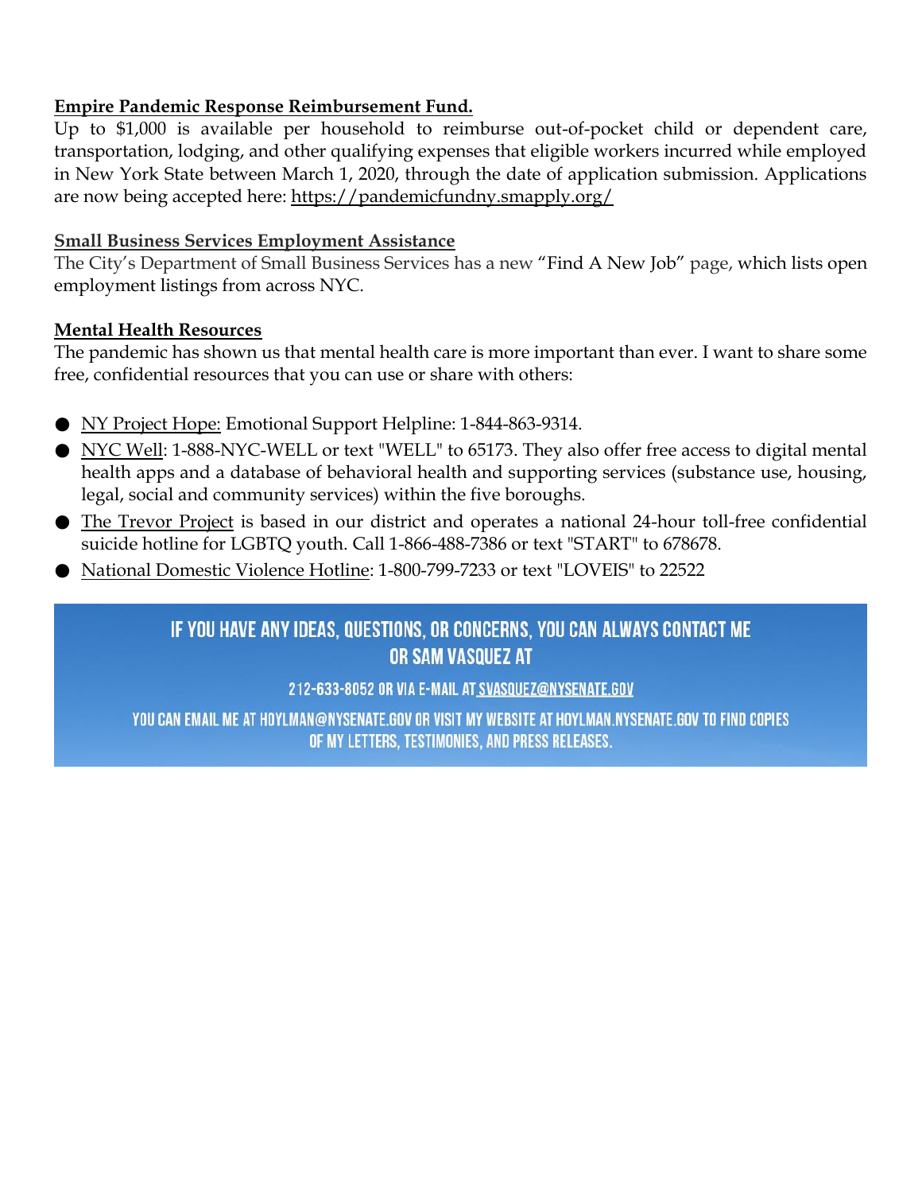**Empire Pandemic Response Reimbursement Fund.**

Up to $1,000 is available per household to reimburse out-of-pocket child or dependent care, transportation, lodging, and other qualifying expenses that eligible workers incurred while employed in New York State between March 1, 2020, through the date of application submission. Applications are now being accepted here: https://pandemicfundny.smapply.org/

**Small Business Services Employment Assistance**

The City's Department of Small Business Services has a new "Find A New Job" page, which lists open employment listings from across NYC.

**Mental Health Resources**

The pandemic has shown us that mental health care is more important than ever. I want to share some free, confidential resources that you can use or share with others:

- NY Project Hope: Emotional Support Helpline: 1-844-863-9314.
- NYC Well: 1-888-NYC-WELL or text "WELL" to 65173. They also offer free access to digital mental health apps and a database of behavioral health and supporting services (substance use, housing, legal, social and community services) within the five boroughs.
- The Trevor Project is based in our district and operates a national 24-hour toll-free confidential suicide hotline for LGBTQ youth. Call 1-866-488-7386 or text "START" to 678678.
- National Domestic Violence Hotline: 1-800-799-7233 or text "LOVEIS" to 22522

**IF YOU HAVE ANY IDEAS, QUESTIONS, OR CONCERNS, YOU CAN ALWAYS CONTACT ME OR SAM VASQUEZ AT**

212-633-8052 OR VIA E-MAIL AT SVASQUEZ@NYSENATE.GOV

YOU CAN EMAIL ME AT HOYLMAN@NYSENATE.GOV OR VISIT MY WEBSITE AT HOYLMAN.NYSENATE.GOV TO FIND COPIES OF MY LETTERS, TESTIMONIES, AND PRESS RELEASES.